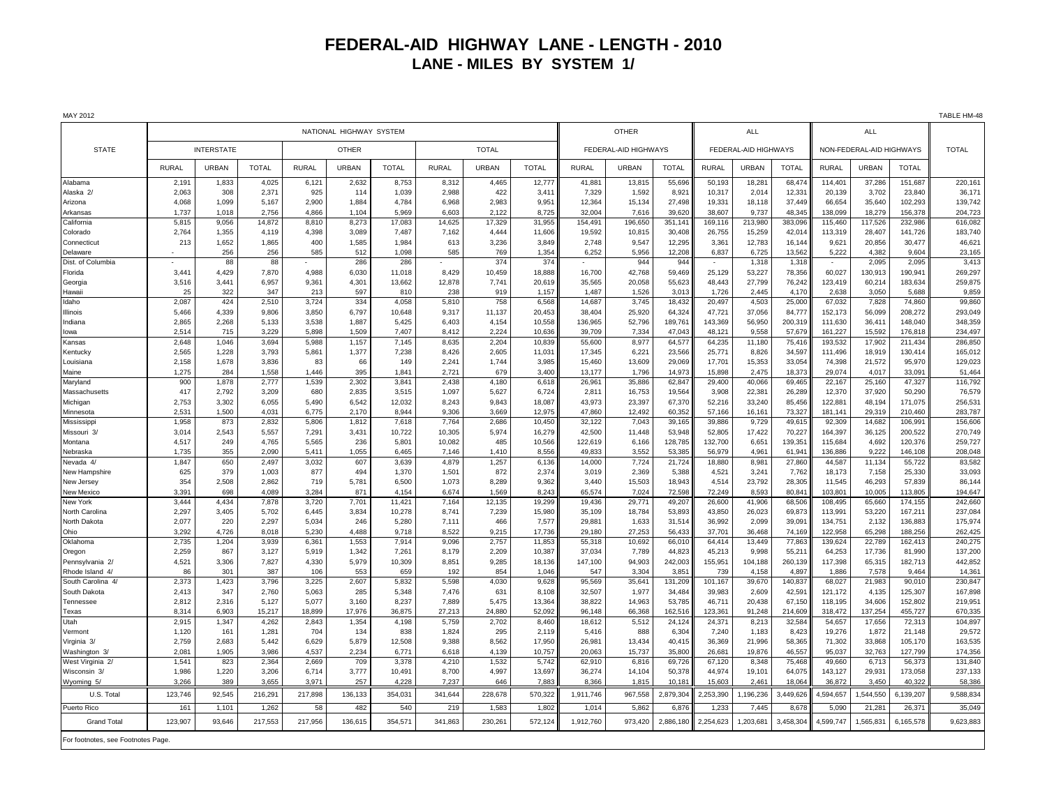# FEDERAL-AID HIGHWAY LANE - LENGTH - 2010
## LANE - MILES BY SYSTEM 1/

MAY 2012

TABLE HM-48

| STATE | NATIONAL HIGHWAY SYSTEM | | | | | | | | | OTHER | | | ALL | | | ALL | | | TOTAL |
|---|---|---|---|---|---|---|---|---|---|---|---|---|---|---|---|---|---|---|---|
| | INTERSTATE | | | OTHER | | | TOTAL | | | FEDERAL-AID HIGHWAYS | | | FEDERAL-AID HIGHWAYS | | | NON-FEDERAL-AID HIGHWAYS | | | |
| | RURAL | URBAN | TOTAL | RURAL | URBAN | TOTAL | RURAL | URBAN | TOTAL | RURAL | URBAN | TOTAL | RURAL | URBAN | TOTAL | RURAL | URBAN | TOTAL | |
| Alabama | 2,191 | 1,833 | 4,025 | 6,121 | 2,632 | 8,753 | 8,312 | 4,465 | 12,777 | 41,881 | 13,815 | 55,696 | 50,193 | 18,281 | 68,474 | 114,401 | 37,286 | 151,687 | 220,161 |
| Alaska 2/ | 2,063 | 308 | 2,371 | 925 | 114 | 1,039 | 2,988 | 422 | 3,411 | 7,329 | 1,592 | 8,921 | 10,317 | 2,014 | 12,331 | 20,139 | 3,702 | 23,840 | 36,171 |
| Arizona | 4,068 | 1,099 | 5,167 | 2,900 | 1,884 | 4,784 | 6,968 | 2,983 | 9,951 | 12,364 | 15,134 | 27,498 | 19,331 | 18,118 | 37,449 | 66,654 | 35,640 | 102,293 | 139,742 |
| Arkansas | 1,737 | 1,018 | 2,756 | 4,866 | 1,104 | 5,969 | 6,603 | 2,122 | 8,725 | 32,004 | 7,616 | 39,620 | 38,607 | 9,737 | 48,345 | 138,099 | 18,279 | 156,378 | 204,723 |
| California | 5,815 | 9,056 | 14,872 | 8,810 | 8,273 | 17,083 | 14,625 | 17,329 | 31,955 | 154,491 | 196,650 | 351,141 | 169,116 | 213,980 | 383,096 | 115,460 | 117,526 | 232,986 | 616,082 |
| Colorado | 2,764 | 1,355 | 4,119 | 4,398 | 3,089 | 7,487 | 7,162 | 4,444 | 11,606 | 19,592 | 10,815 | 30,408 | 26,755 | 15,259 | 42,014 | 113,319 | 28,407 | 141,726 | 183,740 |
| Connecticut | 213 | 1,652 | 1,865 | 400 | 1,585 | 1,984 | 613 | 3,236 | 3,849 | 2,748 | 9,547 | 12,295 | 3,361 | 12,783 | 16,144 | 9,621 | 20,856 | 30,477 | 46,621 |
| Delaware | - | 256 | 256 | 585 | 512 | 1,098 | 585 | 769 | 1,354 | 6,252 | 5,956 | 12,208 | 6,837 | 6,725 | 13,562 | 5,222 | 4,382 | 9,604 | 23,165 |
| Dist. of Columbia | - | 88 | 88 | - | 286 | 286 | - | 374 | 374 | - | 944 | 944 | - | 1,318 | 1,318 | - | 2,095 | 2,095 | 3,413 |
| Florida | 3,441 | 4,429 | 7,870 | 4,988 | 6,030 | 11,018 | 8,429 | 10,459 | 18,888 | 16,700 | 42,768 | 59,469 | 25,129 | 53,227 | 78,356 | 60,027 | 130,913 | 190,941 | 269,297 |
| Georgia | 3,516 | 3,441 | 6,957 | 9,361 | 4,301 | 13,662 | 12,878 | 7,741 | 20,619 | 35,565 | 20,058 | 55,623 | 48,443 | 27,799 | 76,242 | 123,419 | 60,214 | 183,634 | 259,875 |
| Hawaii | 25 | 322 | 347 | 213 | 597 | 810 | 238 | 919 | 1,157 | 1,487 | 1,526 | 3,013 | 1,726 | 2,445 | 4,170 | 2,638 | 3,050 | 5,688 | 9,859 |
| Idaho | 2,087 | 424 | 2,510 | 3,724 | 334 | 4,058 | 5,810 | 758 | 6,568 | 14,687 | 3,745 | 18,432 | 20,497 | 4,503 | 25,000 | 67,032 | 7,828 | 74,860 | 99,860 |
| Illinois | 5,466 | 4,339 | 9,806 | 3,850 | 6,797 | 10,648 | 9,317 | 11,137 | 20,453 | 38,404 | 25,920 | 64,324 | 47,721 | 37,056 | 84,777 | 152,173 | 56,099 | 208,272 | 293,049 |
| Indiana | 2,865 | 2,268 | 5,133 | 3,538 | 1,887 | 5,425 | 6,403 | 4,154 | 10,558 | 136,965 | 52,796 | 189,761 | 143,369 | 56,950 | 200,319 | 111,630 | 36,411 | 148,040 | 348,359 |
| Iowa | 2,514 | 715 | 3,229 | 5,898 | 1,509 | 7,407 | 8,412 | 2,224 | 10,636 | 39,709 | 7,334 | 47,043 | 48,121 | 9,558 | 57,679 | 161,227 | 15,592 | 176,818 | 234,497 |
| Kansas | 2,648 | 1,046 | 3,694 | 5,988 | 1,157 | 7,145 | 8,635 | 2,204 | 10,839 | 55,600 | 8,977 | 64,577 | 64,235 | 11,180 | 75,416 | 193,532 | 17,902 | 211,434 | 286,850 |
| Kentucky | 2,565 | 1,228 | 3,793 | 5,861 | 1,377 | 7,238 | 8,426 | 2,605 | 11,031 | 17,345 | 6,221 | 23,566 | 25,771 | 8,826 | 34,597 | 111,496 | 18,919 | 130,414 | 165,012 |
| Louisiana | 2,158 | 1,678 | 3,836 | 83 | 66 | 149 | 2,241 | 1,744 | 3,985 | 15,460 | 13,609 | 29,069 | 17,701 | 15,353 | 33,054 | 74,398 | 21,572 | 95,970 | 129,023 |
| Maine | 1,275 | 284 | 1,558 | 1,446 | 395 | 1,841 | 2,721 | 679 | 3,400 | 13,177 | 1,796 | 14,973 | 15,898 | 2,475 | 18,373 | 29,074 | 4,017 | 33,091 | 51,464 |
| Maryland | 900 | 1,878 | 2,777 | 1,539 | 2,302 | 3,841 | 2,438 | 4,180 | 6,618 | 26,961 | 35,886 | 62,847 | 29,400 | 40,066 | 69,465 | 22,167 | 25,160 | 47,327 | 116,792 |
| Massachusetts | 417 | 2,792 | 3,209 | 680 | 2,835 | 3,515 | 1,097 | 5,627 | 6,724 | 2,811 | 16,753 | 19,564 | 3,908 | 22,381 | 26,289 | 12,370 | 37,920 | 50,290 | 76,579 |
| Michigan | 2,753 | 3,302 | 6,055 | 5,490 | 6,542 | 12,032 | 8,243 | 9,843 | 18,087 | 43,973 | 23,397 | 67,370 | 52,216 | 33,240 | 85,456 | 122,881 | 48,194 | 171,075 | 256,531 |
| Minnesota | 2,531 | 1,500 | 4,031 | 6,775 | 2,170 | 8,944 | 9,306 | 3,669 | 12,975 | 47,860 | 12,492 | 60,352 | 57,166 | 16,161 | 73,327 | 181,141 | 29,319 | 210,460 | 283,787 |
| Mississippi | 1,958 | 873 | 2,832 | 5,806 | 1,812 | 7,618 | 7,764 | 2,686 | 10,450 | 32,122 | 7,043 | 39,165 | 39,886 | 9,729 | 49,615 | 92,309 | 14,682 | 106,991 | 156,606 |
| Missouri 3/ | 3,014 | 2,543 | 5,557 | 7,291 | 3,431 | 10,722 | 10,305 | 5,974 | 16,279 | 42,500 | 11,448 | 53,948 | 52,805 | 17,422 | 70,227 | 164,397 | 36,125 | 200,522 | 270,749 |
| Montana | 4,517 | 249 | 4,765 | 5,565 | 236 | 5,801 | 10,082 | 485 | 10,566 | 122,619 | 6,166 | 128,785 | 132,700 | 6,651 | 139,351 | 115,684 | 4,692 | 120,376 | 259,727 |
| Nebraska | 1,735 | 355 | 2,090 | 5,411 | 1,055 | 6,465 | 7,146 | 1,410 | 8,556 | 49,833 | 3,552 | 53,385 | 56,979 | 4,961 | 61,941 | 136,886 | 9,222 | 146,108 | 208,048 |
| Nevada 4/ | 1,847 | 650 | 2,497 | 3,032 | 607 | 3,639 | 4,879 | 1,257 | 6,136 | 14,000 | 7,724 | 21,724 | 18,880 | 8,981 | 27,860 | 44,587 | 11,134 | 55,722 | 83,582 |
| New Hampshire | 625 | 379 | 1,003 | 877 | 494 | 1,370 | 1,501 | 872 | 2,374 | 3,019 | 2,369 | 5,388 | 4,521 | 3,241 | 7,762 | 18,173 | 7,158 | 25,330 | 33,093 |
| New Jersey | 354 | 2,508 | 2,862 | 719 | 5,781 | 6,500 | 1,073 | 8,289 | 9,362 | 3,440 | 15,503 | 18,943 | 4,514 | 23,792 | 28,305 | 11,545 | 46,293 | 57,839 | 86,144 |
| New Mexico | 3,391 | 698 | 4,089 | 3,284 | 871 | 4,154 | 6,674 | 1,569 | 8,243 | 65,574 | 7,024 | 72,598 | 72,249 | 8,593 | 80,841 | 103,801 | 10,005 | 113,805 | 194,647 |
| New York | 3,444 | 4,434 | 7,878 | 3,720 | 7,701 | 11,421 | 7,164 | 12,135 | 19,299 | 19,436 | 29,771 | 49,207 | 26,600 | 41,906 | 68,506 | 108,495 | 65,660 | 174,155 | 242,660 |
| North Carolina | 2,297 | 3,405 | 5,702 | 6,445 | 3,834 | 10,278 | 8,741 | 7,239 | 15,980 | 35,109 | 18,784 | 53,893 | 43,850 | 26,023 | 69,873 | 113,991 | 53,220 | 167,211 | 237,084 |
| North Dakota | 2,077 | 220 | 2,297 | 5,034 | 246 | 5,280 | 7,111 | 466 | 7,577 | 29,881 | 1,633 | 31,514 | 36,992 | 2,099 | 39,091 | 134,751 | 2,132 | 136,883 | 175,974 |
| Ohio | 3,292 | 4,726 | 8,018 | 5,230 | 4,488 | 9,718 | 8,522 | 9,215 | 17,736 | 29,180 | 27,253 | 56,433 | 37,701 | 36,468 | 74,169 | 122,958 | 65,298 | 188,256 | 262,425 |
| Oklahoma | 2,735 | 1,204 | 3,939 | 6,361 | 1,553 | 7,914 | 9,096 | 2,757 | 11,853 | 55,318 | 10,692 | 66,010 | 64,414 | 13,449 | 77,863 | 139,624 | 22,789 | 162,413 | 240,275 |
| Oregon | 2,259 | 867 | 3,127 | 5,919 | 1,342 | 7,261 | 8,179 | 2,209 | 10,387 | 37,034 | 7,789 | 44,823 | 45,213 | 9,998 | 55,211 | 64,253 | 17,736 | 81,990 | 137,200 |
| Pennsylvania 2/ | 4,521 | 3,306 | 7,827 | 4,330 | 5,979 | 10,309 | 8,851 | 9,285 | 18,136 | 147,100 | 94,903 | 242,003 | 155,951 | 104,188 | 260,139 | 117,398 | 65,315 | 182,713 | 442,852 |
| Rhode Island 4/ | 86 | 301 | 387 | 106 | 553 | 659 | 192 | 854 | 1,046 | 547 | 3,304 | 3,851 | 739 | 4,158 | 4,897 | 1,886 | 7,578 | 9,464 | 14,361 |
| South Carolina 4/ | 2,373 | 1,423 | 3,796 | 3,225 | 2,607 | 5,832 | 5,598 | 4,030 | 9,628 | 95,569 | 35,641 | 131,209 | 101,167 | 39,670 | 140,837 | 68,027 | 21,983 | 90,010 | 230,847 |
| South Dakota | 2,413 | 347 | 2,760 | 5,063 | 285 | 5,348 | 7,476 | 631 | 8,108 | 32,507 | 1,977 | 34,484 | 39,983 | 2,609 | 42,591 | 121,172 | 4,135 | 125,307 | 167,898 |
| Tennessee | 2,812 | 2,316 | 5,127 | 5,077 | 3,160 | 8,237 | 7,889 | 5,475 | 13,364 | 38,822 | 14,963 | 53,785 | 46,711 | 20,438 | 67,150 | 118,195 | 34,606 | 152,802 | 219,951 |
| Texas | 8,314 | 6,903 | 15,217 | 18,899 | 17,976 | 36,875 | 27,213 | 24,880 | 52,092 | 96,148 | 66,368 | 162,516 | 123,361 | 91,248 | 214,609 | 318,472 | 137,254 | 455,727 | 670,335 |
| Utah | 2,915 | 1,347 | 4,262 | 2,843 | 1,354 | 4,198 | 5,759 | 2,702 | 8,460 | 18,612 | 5,512 | 24,124 | 24,371 | 8,213 | 32,584 | 54,657 | 17,656 | 72,313 | 104,897 |
| Vermont | 1,120 | 161 | 1,281 | 704 | 134 | 838 | 1,824 | 295 | 2,119 | 5,416 | 888 | 6,304 | 7,240 | 1,183 | 8,423 | 19,276 | 1,872 | 21,148 | 29,572 |
| Virginia 3/ | 2,759 | 2,683 | 5,442 | 6,629 | 5,879 | 12,508 | 9,388 | 8,562 | 17,950 | 26,981 | 13,434 | 40,415 | 36,369 | 21,996 | 58,365 | 71,302 | 33,868 | 105,170 | 163,535 |
| Washington 3/ | 2,081 | 1,905 | 3,986 | 4,537 | 2,234 | 6,771 | 6,618 | 4,139 | 10,757 | 20,063 | 15,737 | 35,800 | 26,681 | 19,876 | 46,557 | 95,037 | 32,763 | 127,799 | 174,356 |
| West Virginia 2/ | 1,541 | 823 | 2,364 | 2,669 | 709 | 3,378 | 4,210 | 1,532 | 5,742 | 62,910 | 6,816 | 69,726 | 67,120 | 8,348 | 75,468 | 49,660 | 6,713 | 56,373 | 131,840 |
| Wisconsin 3/ | 1,986 | 1,220 | 3,206 | 6,714 | 3,777 | 10,491 | 8,700 | 4,997 | 13,697 | 36,274 | 14,104 | 50,378 | 44,974 | 19,101 | 64,075 | 143,127 | 29,931 | 173,058 | 237,133 |
| Wyoming 5/ | 3,266 | 389 | 3,655 | 3,971 | 257 | 4,228 | 7,237 | 646 | 7,883 | 8,366 | 1,815 | 10,181 | 15,603 | 2,461 | 18,064 | 36,872 | 3,450 | 40,322 | 58,386 |
| U.S. Total | 123,746 | 92,545 | 216,291 | 217,898 | 136,133 | 354,031 | 341,644 | 228,678 | 570,322 | 1,911,746 | 967,558 | 2,879,304 | 2,253,390 | 1,196,236 | 3,449,626 | 4,594,657 | 1,544,550 | 6,139,207 | 9,588,834 |
| Puerto Rico | 161 | 1,101 | 1,262 | 58 | 482 | 540 | 219 | 1,583 | 1,802 | 1,014 | 5,862 | 6,876 | 1,233 | 7,445 | 8,678 | 5,090 | 21,281 | 26,371 | 35,049 |
| Grand Total | 123,907 | 93,646 | 217,553 | 217,956 | 136,615 | 354,571 | 341,863 | 230,261 | 572,124 | 1,912,760 | 973,420 | 2,886,180 | 2,254,623 | 1,203,681 | 3,458,304 | 4,599,747 | 1,565,831 | 6,165,578 | 9,623,883 |

For footnotes, see Footnotes Page.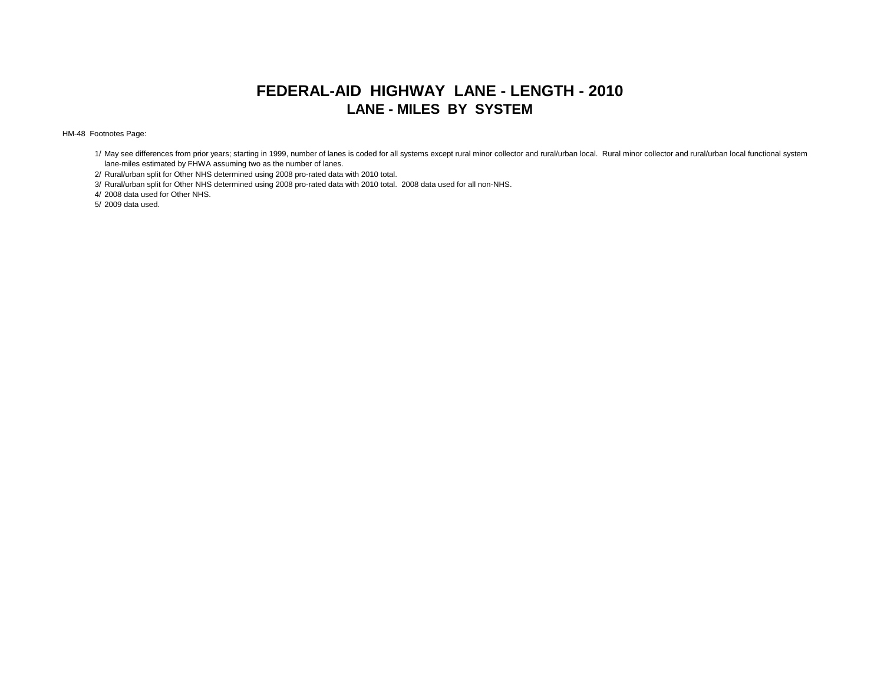# FEDERAL-AID HIGHWAY LANE - LENGTH - 2010

## LANE - MILES BY SYSTEM

HM-48 Footnotes Page:

1/ May see differences from prior years; starting in 1999, number of lanes is coded for all systems except rural minor collector and rural/urban local. Rural minor collector and rural/urban local functional system lane-miles estimated by FHWA assuming two as the number of lanes.

2/ Rural/urban split for Other NHS determined using 2008 pro-rated data with 2010 total.

3/ Rural/urban split for Other NHS determined using 2008 pro-rated data with 2010 total. 2008 data used for all non-NHS.

4/ 2008 data used for Other NHS.

5/ 2009 data used.